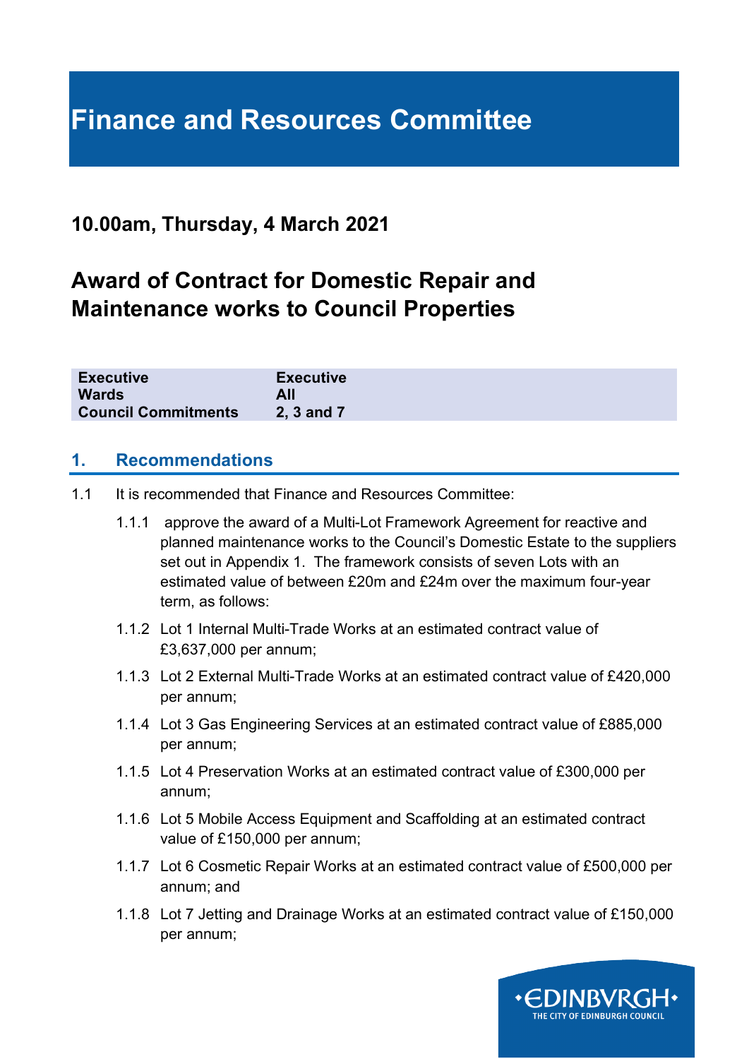# Finance and Resources Committee

## 10.00am, Thursday, 4 March 2021

## Award of Contract for Domestic Repair and Maintenance works to Council Properties

| | |
|---|---|
| **Executive** | **Executive** |
| **Wards** | **All** |
| **Council Commitments** | **2, 3 and 7** |

## 1. Recommendations

1.1 It is recommended that Finance and Resources Committee:

1.1.1 approve the award of a Multi-Lot Framework Agreement for reactive and planned maintenance works to the Council's Domestic Estate to the suppliers set out in Appendix 1. The framework consists of seven Lots with an estimated value of between £20m and £24m over the maximum four-year term, as follows:

1.1.2 Lot 1 Internal Multi-Trade Works at an estimated contract value of £3,637,000 per annum;

1.1.3 Lot 2 External Multi-Trade Works at an estimated contract value of £420,000 per annum;

1.1.4 Lot 3 Gas Engineering Services at an estimated contract value of £885,000 per annum;

1.1.5 Lot 4 Preservation Works at an estimated contract value of £300,000 per annum;

1.1.6 Lot 5 Mobile Access Equipment and Scaffolding at an estimated contract value of £150,000 per annum;

1.1.7 Lot 6 Cosmetic Repair Works at an estimated contract value of £500,000 per annum; and

1.1.8 Lot 7 Jetting and Drainage Works at an estimated contract value of £150,000 per annum;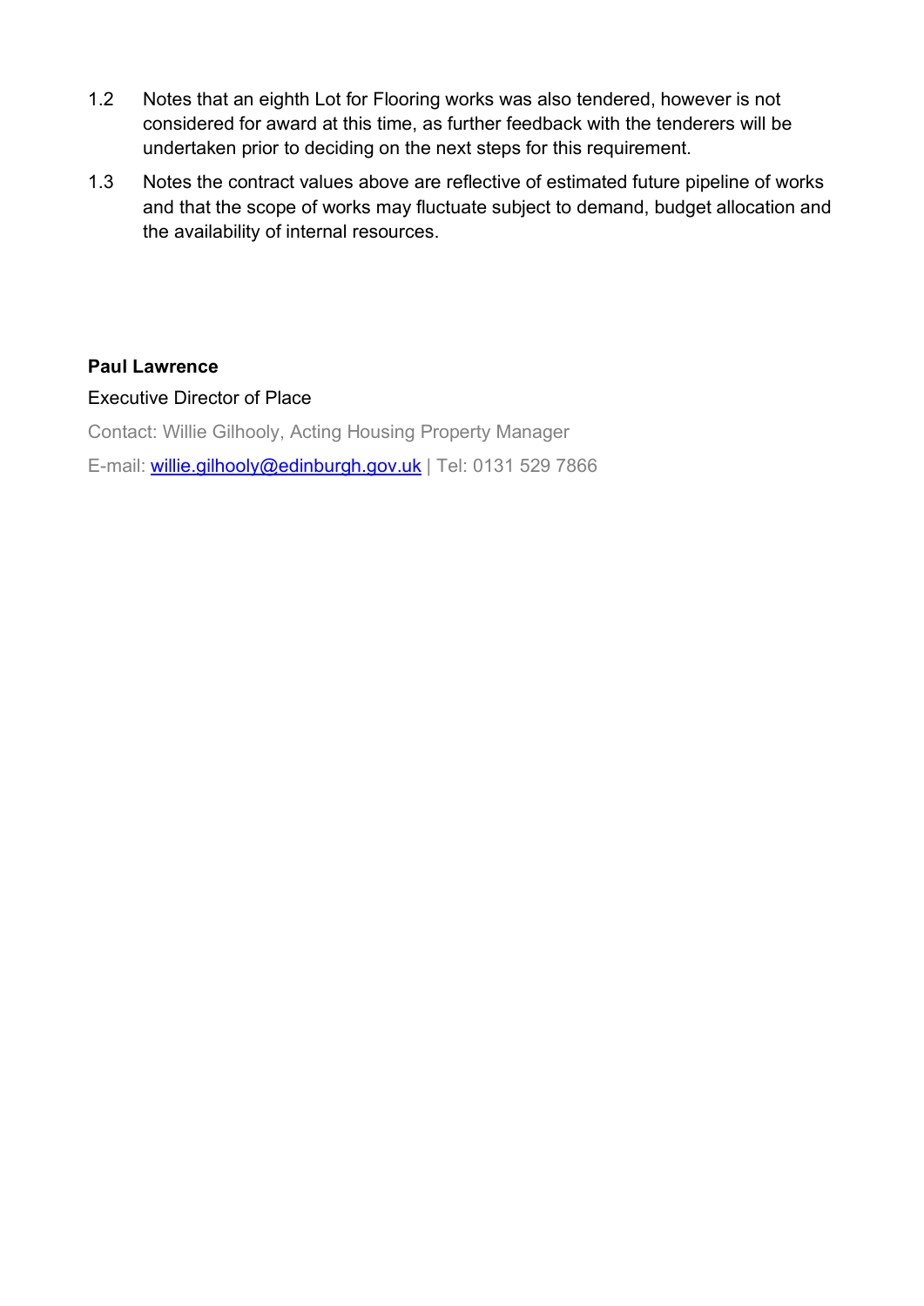1.2 Notes that an eighth Lot for Flooring works was also tendered, however is not considered for award at this time, as further feedback with the tenderers will be undertaken prior to deciding on the next steps for this requirement.

1.3 Notes the contract values above are reflective of estimated future pipeline of works and that the scope of works may fluctuate subject to demand, budget allocation and the availability of internal resources.

**Paul Lawrence**

Executive Director of Place

Contact: Willie Gilhooly, Acting Housing Property Manager

E-mail: willie.gilhooly@edinburgh.gov.uk | Tel: 0131 529 7866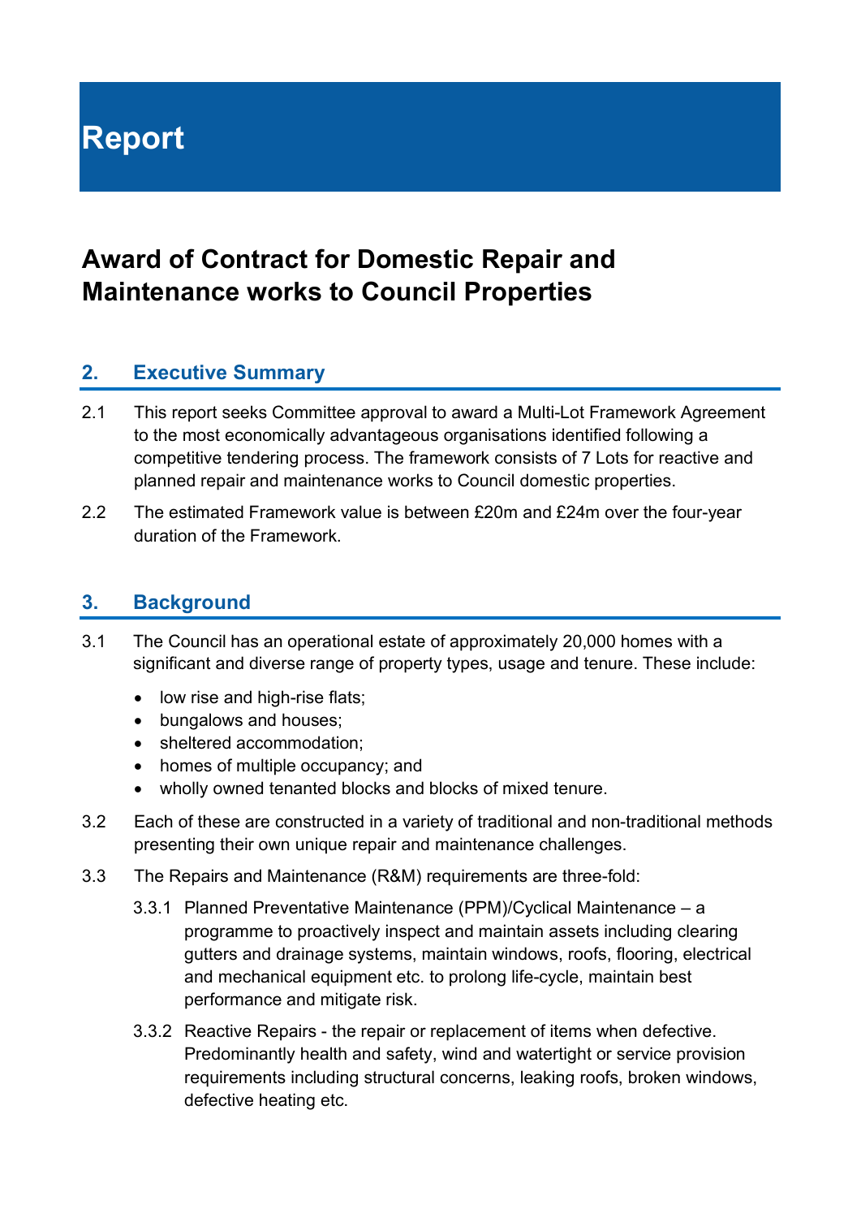# Report

## Award of Contract for Domestic Repair and Maintenance works to Council Properties

### 2. Executive Summary

2.1 This report seeks Committee approval to award a Multi-Lot Framework Agreement to the most economically advantageous organisations identified following a competitive tendering process. The framework consists of 7 Lots for reactive and planned repair and maintenance works to Council domestic properties.

2.2 The estimated Framework value is between £20m and £24m over the four-year duration of the Framework.

### 3. Background

3.1 The Council has an operational estate of approximately 20,000 homes with a significant and diverse range of property types, usage and tenure. These include:

- low rise and high-rise flats;
- bungalows and houses;
- sheltered accommodation;
- homes of multiple occupancy; and
- wholly owned tenanted blocks and blocks of mixed tenure.

3.2 Each of these are constructed in a variety of traditional and non-traditional methods presenting their own unique repair and maintenance challenges.

3.3 The Repairs and Maintenance (R&M) requirements are three-fold:

3.3.1 Planned Preventative Maintenance (PPM)/Cyclical Maintenance – a programme to proactively inspect and maintain assets including clearing gutters and drainage systems, maintain windows, roofs, flooring, electrical and mechanical equipment etc. to prolong life-cycle, maintain best performance and mitigate risk.

3.3.2 Reactive Repairs - the repair or replacement of items when defective. Predominantly health and safety, wind and watertight or service provision requirements including structural concerns, leaking roofs, broken windows, defective heating etc.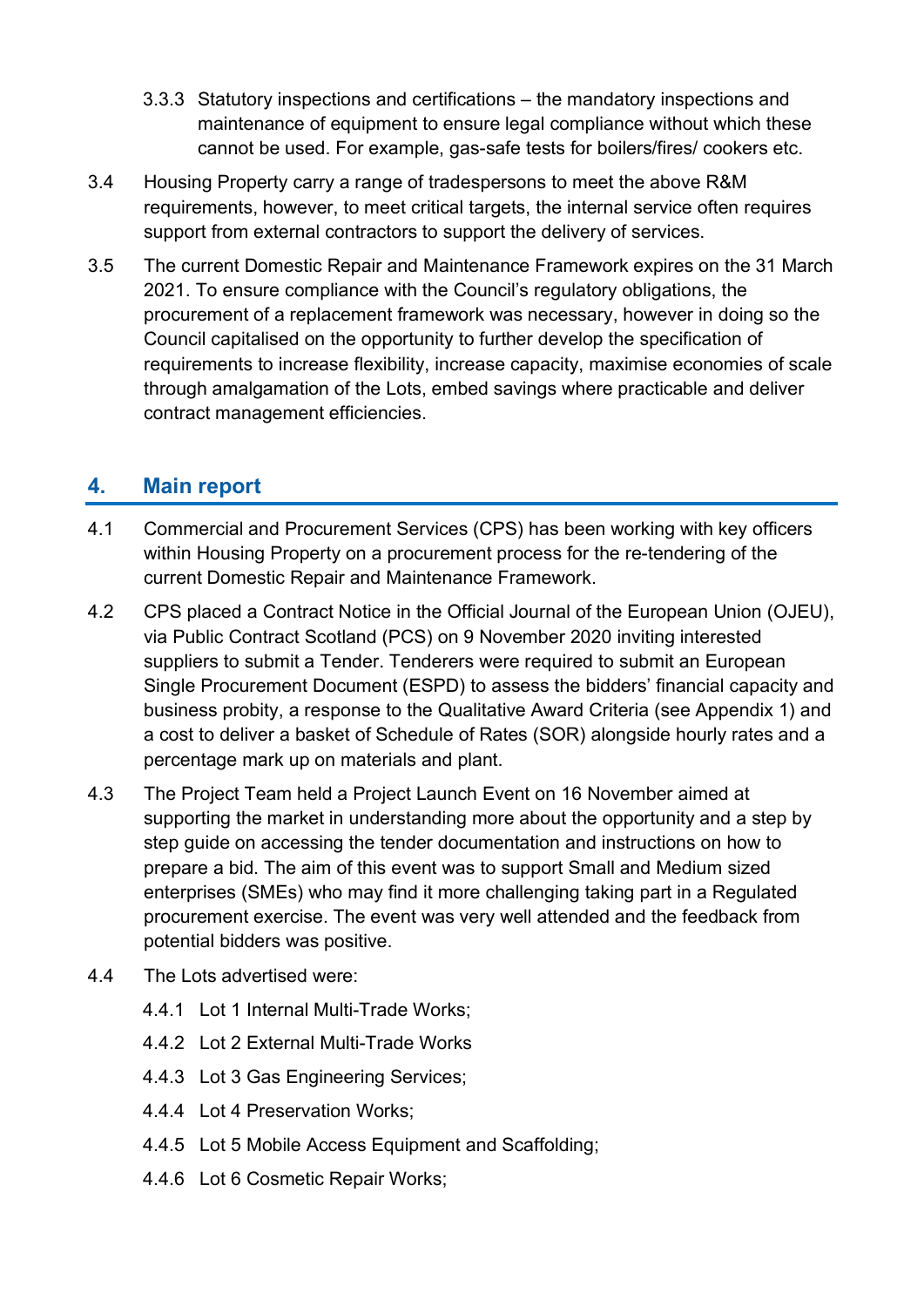3.3.3 Statutory inspections and certifications – the mandatory inspections and maintenance of equipment to ensure legal compliance without which these cannot be used. For example, gas-safe tests for boilers/fires/ cookers etc.

3.4 Housing Property carry a range of tradespersons to meet the above R&M requirements, however, to meet critical targets, the internal service often requires support from external contractors to support the delivery of services.

3.5 The current Domestic Repair and Maintenance Framework expires on the 31 March 2021. To ensure compliance with the Council's regulatory obligations, the procurement of a replacement framework was necessary, however in doing so the Council capitalised on the opportunity to further develop the specification of requirements to increase flexibility, increase capacity, maximise economies of scale through amalgamation of the Lots, embed savings where practicable and deliver contract management efficiencies.

## 4. Main report

4.1 Commercial and Procurement Services (CPS) has been working with key officers within Housing Property on a procurement process for the re-tendering of the current Domestic Repair and Maintenance Framework.

4.2 CPS placed a Contract Notice in the Official Journal of the European Union (OJEU), via Public Contract Scotland (PCS) on 9 November 2020 inviting interested suppliers to submit a Tender. Tenderers were required to submit an European Single Procurement Document (ESPD) to assess the bidders' financial capacity and business probity, a response to the Qualitative Award Criteria (see Appendix 1) and a cost to deliver a basket of Schedule of Rates (SOR) alongside hourly rates and a percentage mark up on materials and plant.

4.3 The Project Team held a Project Launch Event on 16 November aimed at supporting the market in understanding more about the opportunity and a step by step guide on accessing the tender documentation and instructions on how to prepare a bid. The aim of this event was to support Small and Medium sized enterprises (SMEs) who may find it more challenging taking part in a Regulated procurement exercise. The event was very well attended and the feedback from potential bidders was positive.

4.4 The Lots advertised were:

4.4.1 Lot 1 Internal Multi-Trade Works;

4.4.2 Lot 2 External Multi-Trade Works

4.4.3 Lot 3 Gas Engineering Services;

4.4.4 Lot 4 Preservation Works;

4.4.5 Lot 5 Mobile Access Equipment and Scaffolding;

4.4.6 Lot 6 Cosmetic Repair Works;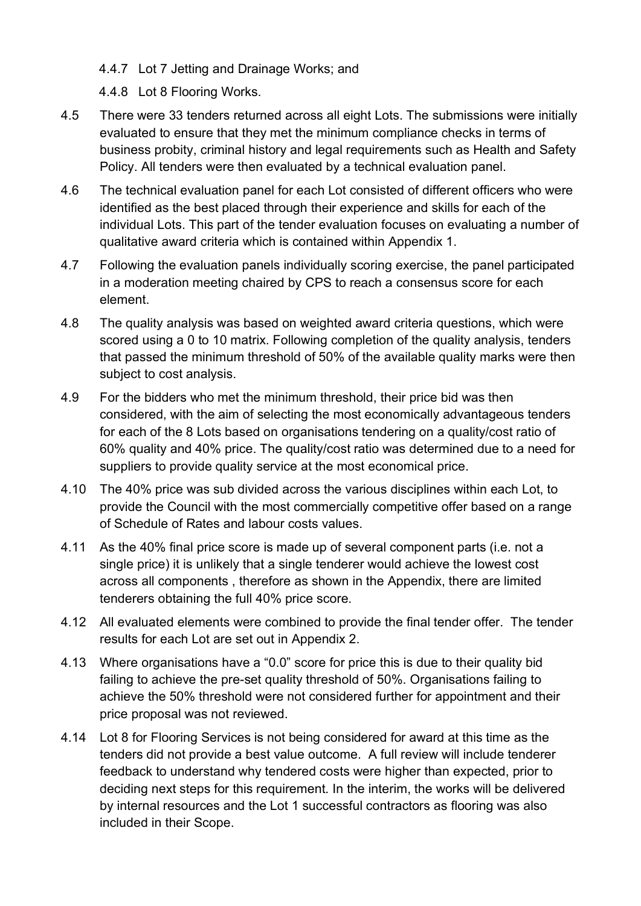4.4.7 Lot 7 Jetting and Drainage Works; and

4.4.8 Lot 8 Flooring Works.

4.5 There were 33 tenders returned across all eight Lots. The submissions were initially evaluated to ensure that they met the minimum compliance checks in terms of business probity, criminal history and legal requirements such as Health and Safety Policy. All tenders were then evaluated by a technical evaluation panel.

4.6 The technical evaluation panel for each Lot consisted of different officers who were identified as the best placed through their experience and skills for each of the individual Lots. This part of the tender evaluation focuses on evaluating a number of qualitative award criteria which is contained within Appendix 1.

4.7 Following the evaluation panels individually scoring exercise, the panel participated in a moderation meeting chaired by CPS to reach a consensus score for each element.

4.8 The quality analysis was based on weighted award criteria questions, which were scored using a 0 to 10 matrix. Following completion of the quality analysis, tenders that passed the minimum threshold of 50% of the available quality marks were then subject to cost analysis.

4.9 For the bidders who met the minimum threshold, their price bid was then considered, with the aim of selecting the most economically advantageous tenders for each of the 8 Lots based on organisations tendering on a quality/cost ratio of 60% quality and 40% price. The quality/cost ratio was determined due to a need for suppliers to provide quality service at the most economical price.

4.10 The 40% price was sub divided across the various disciplines within each Lot, to provide the Council with the most commercially competitive offer based on a range of Schedule of Rates and labour costs values.

4.11 As the 40% final price score is made up of several component parts (i.e. not a single price) it is unlikely that a single tenderer would achieve the lowest cost across all components , therefore as shown in the Appendix, there are limited tenderers obtaining the full 40% price score.

4.12 All evaluated elements were combined to provide the final tender offer. The tender results for each Lot are set out in Appendix 2.

4.13 Where organisations have a "0.0" score for price this is due to their quality bid failing to achieve the pre-set quality threshold of 50%. Organisations failing to achieve the 50% threshold were not considered further for appointment and their price proposal was not reviewed.

4.14 Lot 8 for Flooring Services is not being considered for award at this time as the tenders did not provide a best value outcome. A full review will include tenderer feedback to understand why tendered costs were higher than expected, prior to deciding next steps for this requirement. In the interim, the works will be delivered by internal resources and the Lot 1 successful contractors as flooring was also included in their Scope.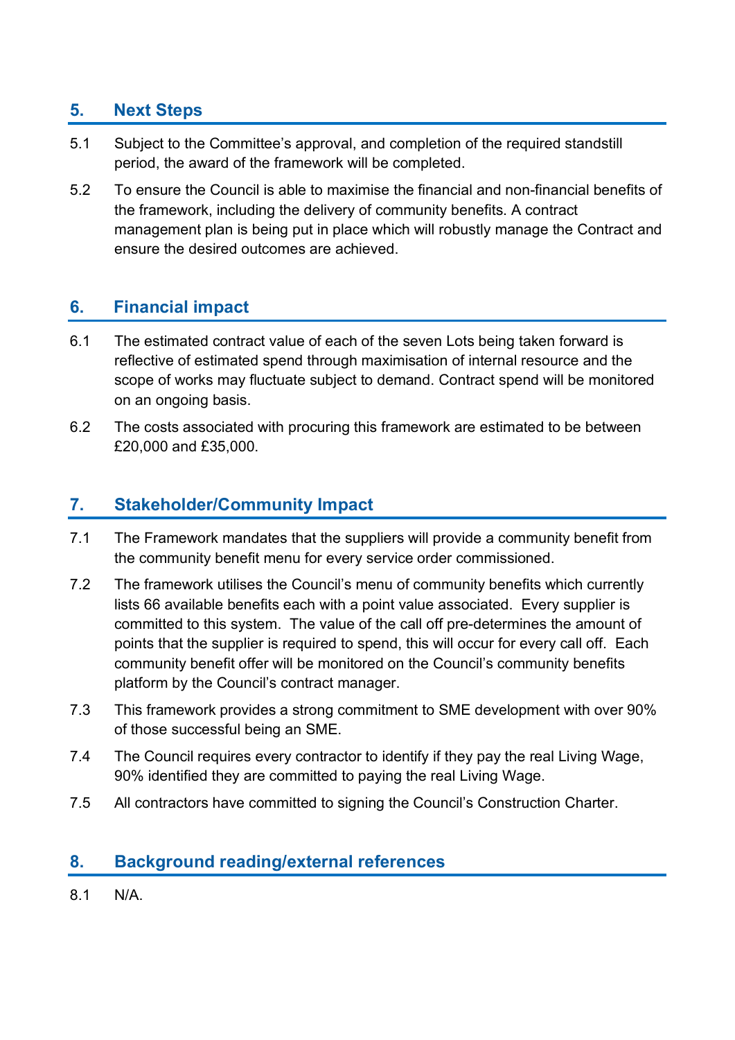## 5. Next Steps

5.1 Subject to the Committee's approval, and completion of the required standstill period, the award of the framework will be completed.

5.2 To ensure the Council is able to maximise the financial and non-financial benefits of the framework, including the delivery of community benefits. A contract management plan is being put in place which will robustly manage the Contract and ensure the desired outcomes are achieved.

## 6. Financial impact

6.1 The estimated contract value of each of the seven Lots being taken forward is reflective of estimated spend through maximisation of internal resource and the scope of works may fluctuate subject to demand. Contract spend will be monitored on an ongoing basis.

6.2 The costs associated with procuring this framework are estimated to be between £20,000 and £35,000.

## 7. Stakeholder/Community Impact

7.1 The Framework mandates that the suppliers will provide a community benefit from the community benefit menu for every service order commissioned.

7.2 The framework utilises the Council's menu of community benefits which currently lists 66 available benefits each with a point value associated. Every supplier is committed to this system. The value of the call off pre-determines the amount of points that the supplier is required to spend, this will occur for every call off. Each community benefit offer will be monitored on the Council's community benefits platform by the Council's contract manager.

7.3 This framework provides a strong commitment to SME development with over 90% of those successful being an SME.

7.4 The Council requires every contractor to identify if they pay the real Living Wage, 90% identified they are committed to paying the real Living Wage.

7.5 All contractors have committed to signing the Council's Construction Charter.

## 8. Background reading/external references

8.1 N/A.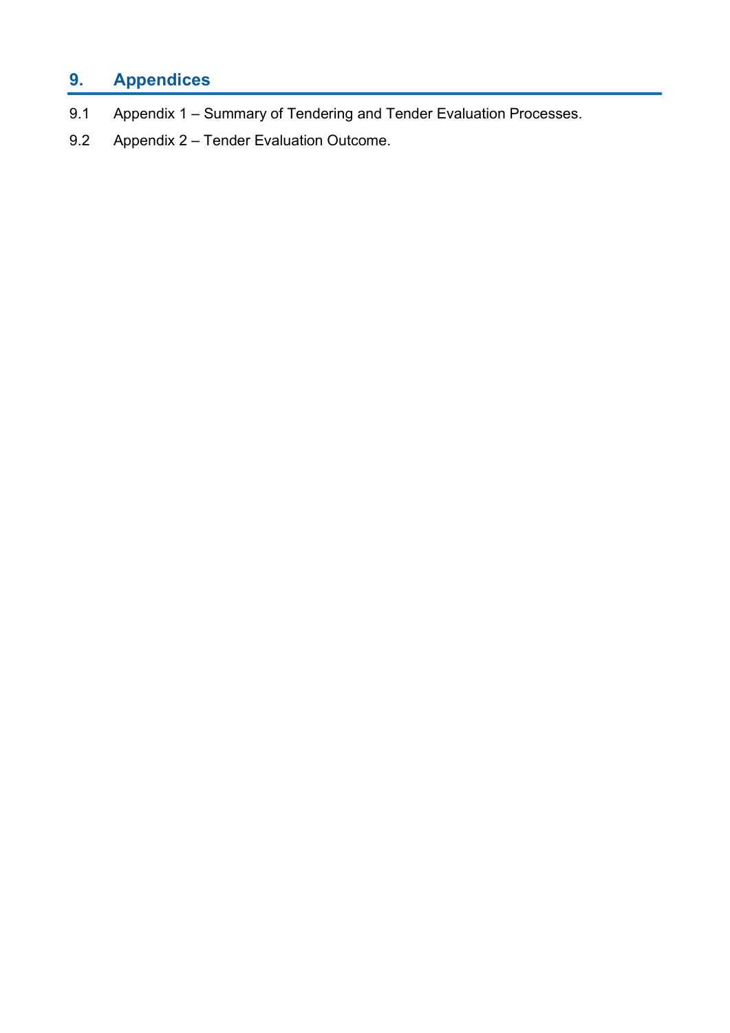## 9. Appendices

9.1 Appendix 1 – Summary of Tendering and Tender Evaluation Processes.

9.2 Appendix 2 – Tender Evaluation Outcome.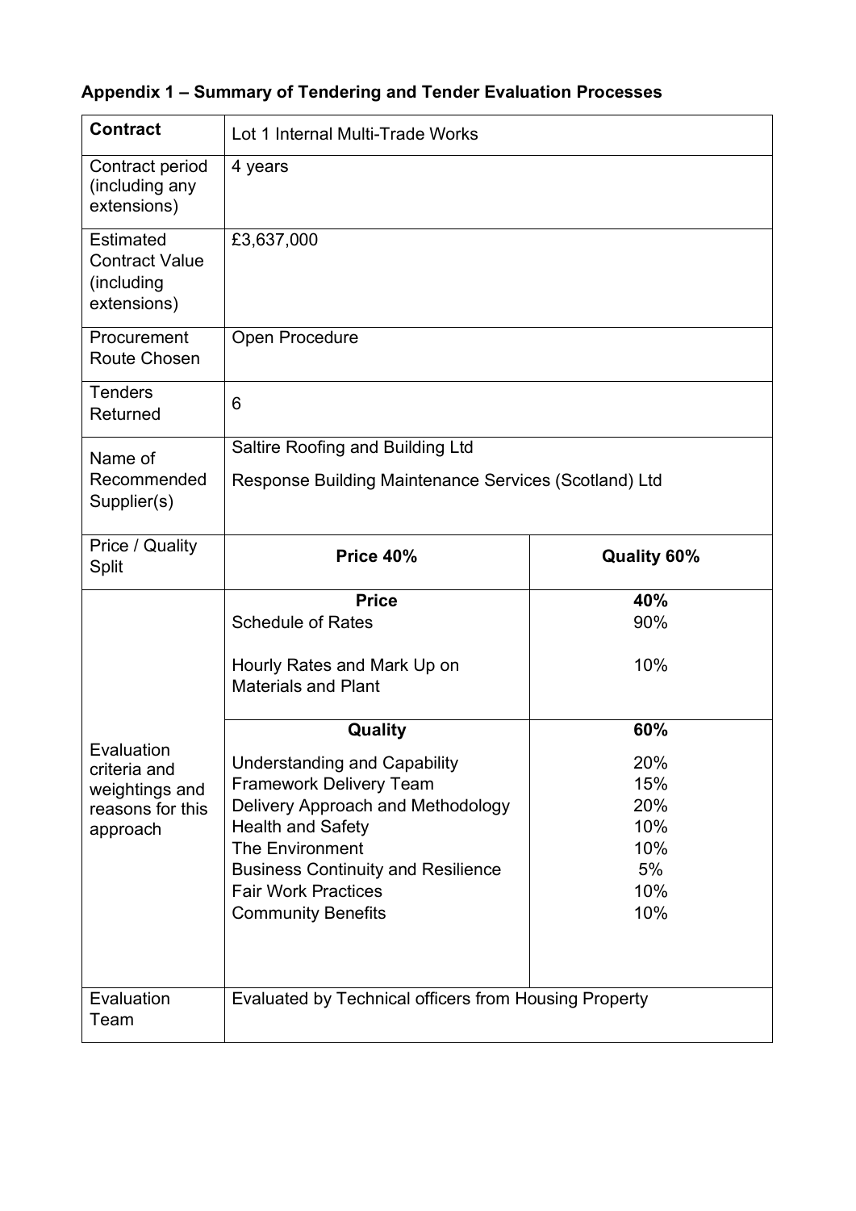## Appendix 1 – Summary of Tendering and Tender Evaluation Processes

| | | |
|---|---|---|
| **Contract** | Lot 1 Internal Multi-Trade Works | |
| Contract period (including any extensions) | 4 years | |
| Estimated Contract Value (including extensions) | £3,637,000 | |
| Procurement Route Chosen | Open Procedure | |
| Tenders Returned | 6 | |
| Name of Recommended Supplier(s) | Saltire Roofing and Building Ltd<br>Response Building Maintenance Services (Scotland) Ltd | |
| Price / Quality Split | **Price 40%** | **Quality 60%** |
| Evaluation criteria and weightings and reasons for this approach | **Price**<br>Schedule of Rates<br><br>Hourly Rates and Mark Up on Materials and Plant | **40%**<br>90%<br><br>10% |
| | **Quality**<br>Understanding and Capability<br>Framework Delivery Team<br>Delivery Approach and Methodology<br>Health and Safety<br>The Environment<br>Business Continuity and Resilience<br>Fair Work Practices<br>Community Benefits | **60%**<br>20%<br>15%<br>20%<br>10%<br>10%<br>5%<br>10%<br>10% |
| Evaluation Team | Evaluated by Technical officers from Housing Property | |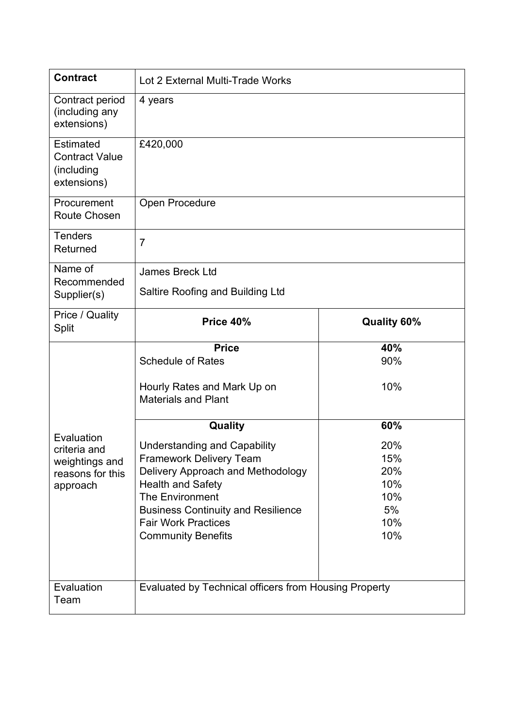| | | |
|---|---|---|
| **Contract** | Lot 2 External Multi-Trade Works | |
| Contract period (including any extensions) | 4 years | |
| Estimated Contract Value (including extensions) | £420,000 | |
| Procurement Route Chosen | Open Procedure | |
| Tenders Returned | 7 | |
| Name of Recommended Supplier(s) | James Breck Ltd<br>Saltire Roofing and Building Ltd | |
| Price / Quality Split | **Price 40%** | **Quality 60%** |
| Evaluation criteria and weightings and reasons for this approach | **Price**<br>Schedule of Rates<br><br>Hourly Rates and Mark Up on Materials and Plant | **40%**<br>90%<br><br>10% |
| | **Quality**<br>Understanding and Capability<br>Framework Delivery Team<br>Delivery Approach and Methodology<br>Health and Safety<br>The Environment<br>Business Continuity and Resilience<br>Fair Work Practices<br>Community Benefits | **60%**<br>20%<br>15%<br>20%<br>10%<br>10%<br>5%<br>10%<br>10% |
| Evaluation Team | Evaluated by Technical officers from Housing Property | |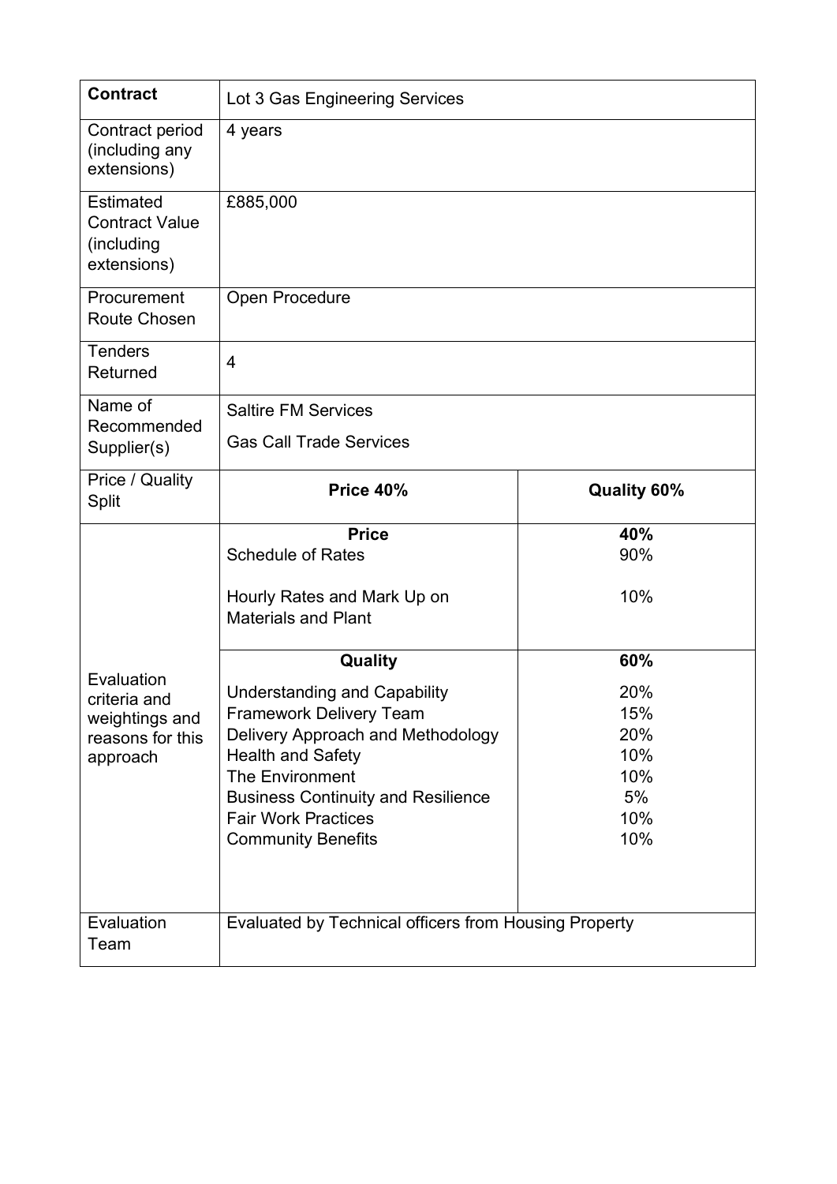| | | |
|---|---|---|
| **Contract** | Lot 3 Gas Engineering Services | |
| Contract period (including any extensions) | 4 years | |
| Estimated Contract Value (including extensions) | £885,000 | |
| Procurement Route Chosen | Open Procedure | |
| Tenders Returned | 4 | |
| Name of Recommended Supplier(s) | Saltire FM Services<br>Gas Call Trade Services | |
| Price / Quality Split | **Price 40%** | **Quality 60%** |
| Evaluation criteria and weightings and reasons for this approach | **Price**<br>Schedule of Rates<br><br>Hourly Rates and Mark Up on Materials and Plant | **40%**<br>90%<br><br>10% |
| | **Quality**<br>Understanding and Capability<br>Framework Delivery Team<br>Delivery Approach and Methodology<br>Health and Safety<br>The Environment<br>Business Continuity and Resilience<br>Fair Work Practices<br>Community Benefits | **60%**<br>20%<br>15%<br>20%<br>10%<br>10%<br>5%<br>10%<br>10% |
| Evaluation Team | Evaluated by Technical officers from Housing Property | |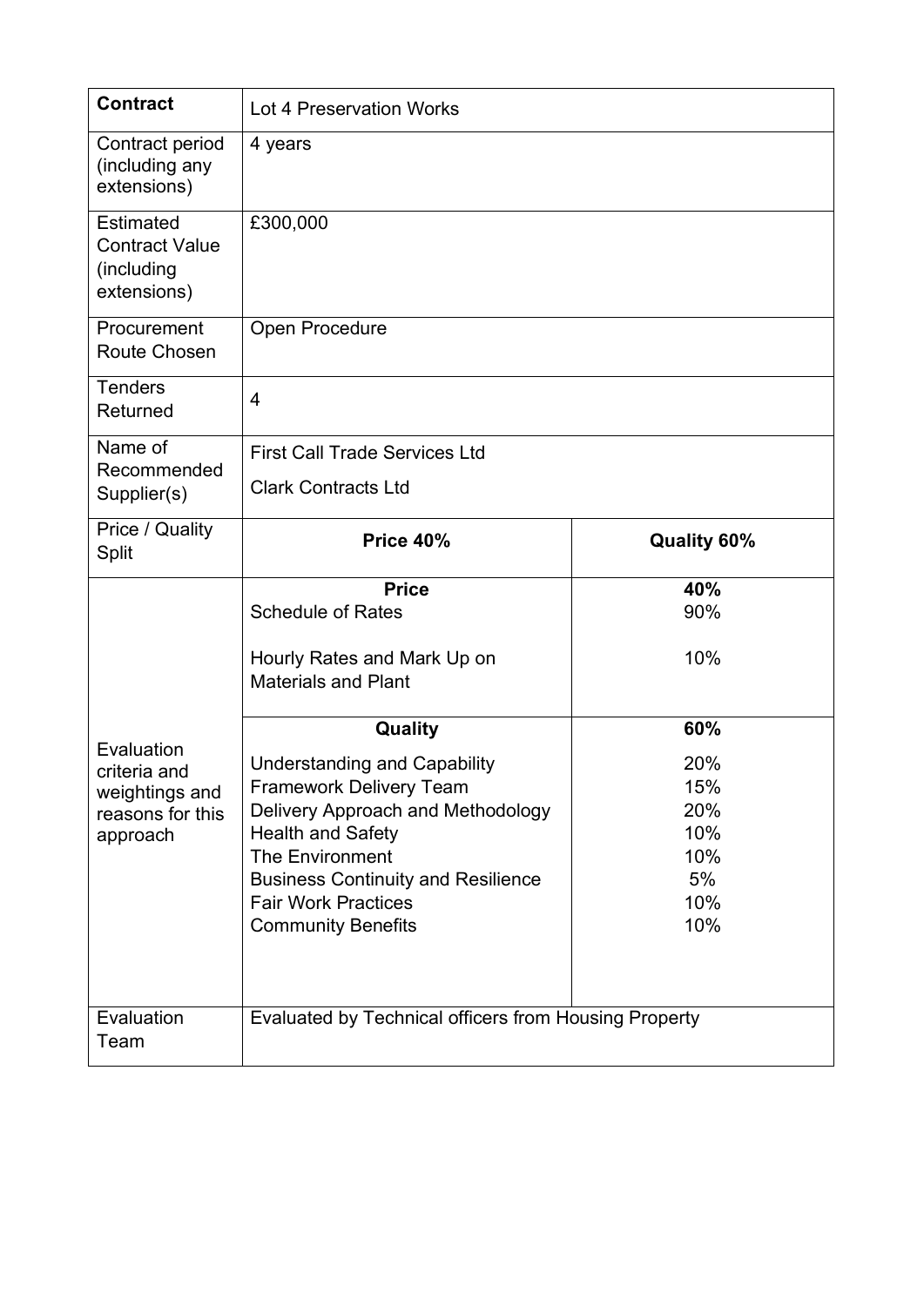| | | |
|---|---|---|
| **Contract** | Lot 4 Preservation Works | |
| Contract period (including any extensions) | 4 years | |
| Estimated Contract Value (including extensions) | £300,000 | |
| Procurement Route Chosen | Open Procedure | |
| Tenders Returned | 4 | |
| Name of Recommended Supplier(s) | First Call Trade Services Ltd<br>Clark Contracts Ltd | |
| Price / Quality Split | **Price 40%** | **Quality 60%** |
| Evaluation criteria and weightings and reasons for this approach | **Price**<br>Schedule of Rates<br><br>Hourly Rates and Mark Up on Materials and Plant | **40%**<br>90%<br><br>10% |
| | **Quality**<br>Understanding and Capability<br>Framework Delivery Team<br>Delivery Approach and Methodology<br>Health and Safety<br>The Environment<br>Business Continuity and Resilience<br>Fair Work Practices<br>Community Benefits | **60%**<br>20%<br>15%<br>20%<br>10%<br>10%<br>5%<br>10%<br>10% |
| Evaluation Team | Evaluated by Technical officers from Housing Property | |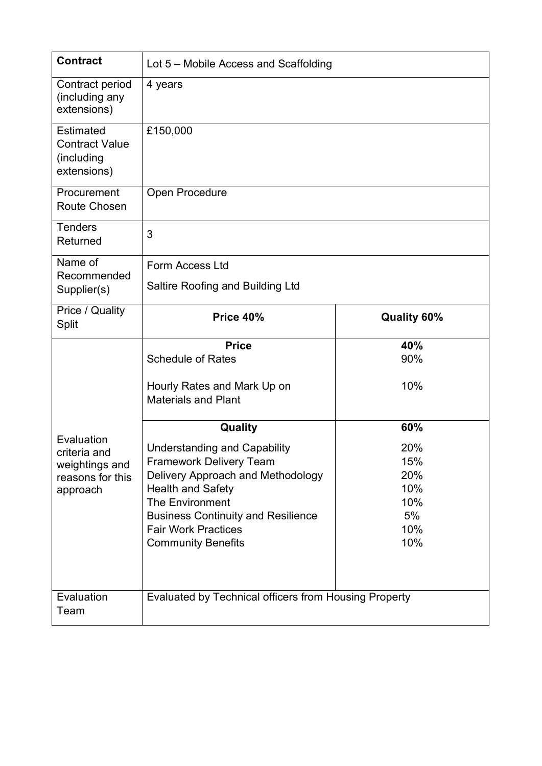| | | |
|---|---|---|
| **Contract** | Lot 5 – Mobile Access and Scaffolding | |
| Contract period (including any extensions) | 4 years | |
| Estimated Contract Value (including extensions) | £150,000 | |
| Procurement Route Chosen | Open Procedure | |
| Tenders Returned | 3 | |
| Name of Recommended Supplier(s) | Form Access Ltd<br>Saltire Roofing and Building Ltd | |
| Price / Quality Split | **Price 40%** | **Quality 60%** |
| Evaluation criteria and weightings and reasons for this approach | **Price**<br>Schedule of Rates<br><br>Hourly Rates and Mark Up on Materials and Plant | **40%**<br>90%<br><br>10% |
| | **Quality**<br>Understanding and Capability<br>Framework Delivery Team<br>Delivery Approach and Methodology<br>Health and Safety<br>The Environment<br>Business Continuity and Resilience<br>Fair Work Practices<br>Community Benefits | **60%**<br>20%<br>15%<br>20%<br>10%<br>10%<br>5%<br>10%<br>10% |
| Evaluation Team | Evaluated by Technical officers from Housing Property | |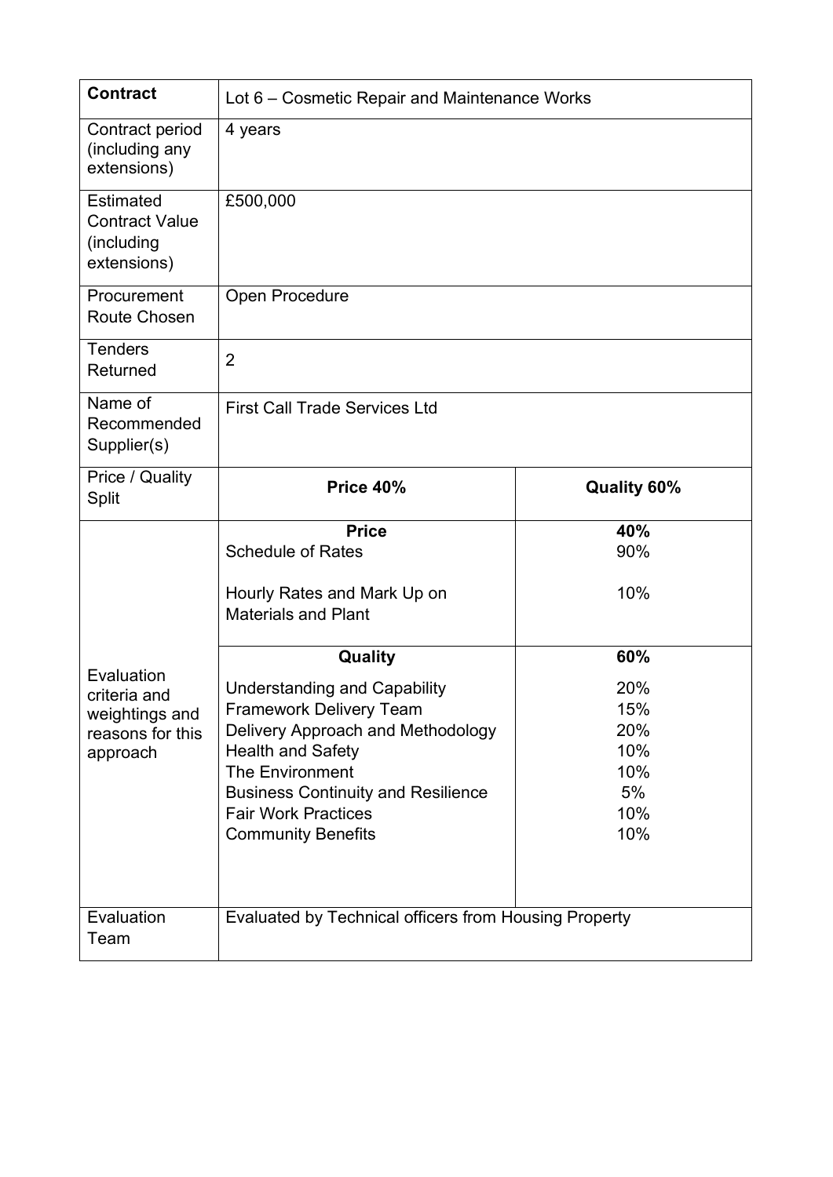| | | |
|---|---|---|
| **Contract** | Lot 6 – Cosmetic Repair and Maintenance Works | |
| Contract period (including any extensions) | 4 years | |
| Estimated Contract Value (including extensions) | £500,000 | |
| Procurement Route Chosen | Open Procedure | |
| Tenders Returned | 2 | |
| Name of Recommended Supplier(s) | First Call Trade Services Ltd | |
| Price / Quality Split | **Price 40%** | **Quality 60%** |
| Evaluation criteria and weightings and reasons for this approach | **Price**<br>Schedule of Rates<br><br>Hourly Rates and Mark Up on Materials and Plant | **40%**<br>90%<br><br>10% |
| | **Quality**<br>Understanding and Capability<br>Framework Delivery Team<br>Delivery Approach and Methodology<br>Health and Safety<br>The Environment<br>Business Continuity and Resilience<br>Fair Work Practices<br>Community Benefits | **60%**<br>20%<br>15%<br>20%<br>10%<br>10%<br>5%<br>10%<br>10% |
| Evaluation Team | Evaluated by Technical officers from Housing Property | |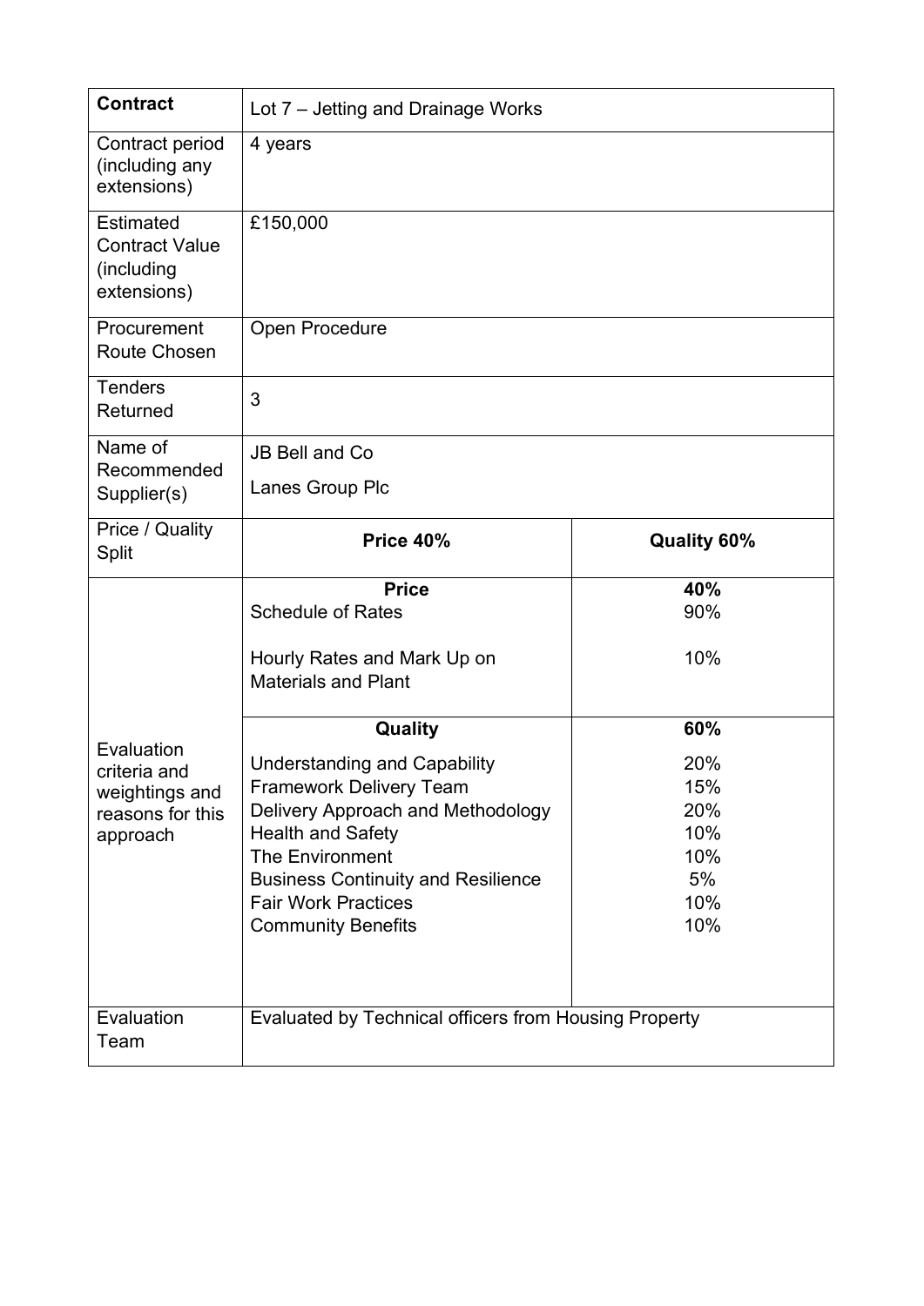| | | |
|---|---|---|
| **Contract** | Lot 7 – Jetting and Drainage Works | |
| Contract period (including any extensions) | 4 years | |
| Estimated Contract Value (including extensions) | £150,000 | |
| Procurement Route Chosen | Open Procedure | |
| Tenders Returned | 3 | |
| Name of Recommended Supplier(s) | JB Bell and Co<br>Lanes Group Plc | |
| Price / Quality Split | **Price 40%** | **Quality 60%** |
| Evaluation criteria and weightings and reasons for this approach | **Price**<br>Schedule of Rates<br><br>Hourly Rates and Mark Up on Materials and Plant | **40%**<br>90%<br><br>10% |
| | **Quality**<br>Understanding and Capability<br>Framework Delivery Team<br>Delivery Approach and Methodology<br>Health and Safety<br>The Environment<br>Business Continuity and Resilience<br>Fair Work Practices<br>Community Benefits | **60%**<br>20%<br>15%<br>20%<br>10%<br>10%<br>5%<br>10%<br>10% |
| Evaluation Team | Evaluated by Technical officers from Housing Property | |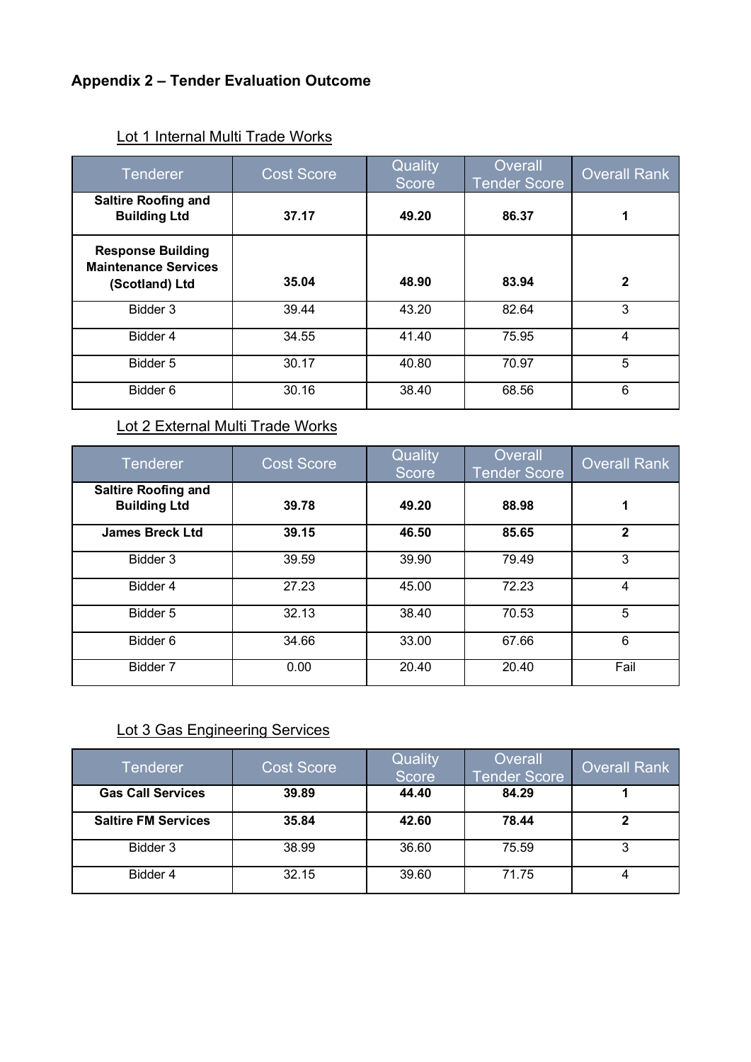## Appendix 2 – Tender Evaluation Outcome

Lot 1 Internal Multi Trade Works

| Tenderer | Cost Score | Quality Score | Overall Tender Score | Overall Rank |
|---|---|---|---|---|
| **Saltire Roofing and Building Ltd** | **37.17** | **49.20** | **86.37** | **1** |
| **Response Building Maintenance Services (Scotland) Ltd** | **35.04** | **48.90** | **83.94** | **2** |
| Bidder 3 | 39.44 | 43.20 | 82.64 | 3 |
| Bidder 4 | 34.55 | 41.40 | 75.95 | 4 |
| Bidder 5 | 30.17 | 40.80 | 70.97 | 5 |
| Bidder 6 | 30.16 | 38.40 | 68.56 | 6 |

Lot 2 External Multi Trade Works

| Tenderer | Cost Score | Quality Score | Overall Tender Score | Overall Rank |
|---|---|---|---|---|
| **Saltire Roofing and Building Ltd** | **39.78** | **49.20** | **88.98** | **1** |
| **James Breck Ltd** | **39.15** | **46.50** | **85.65** | **2** |
| Bidder 3 | 39.59 | 39.90 | 79.49 | 3 |
| Bidder 4 | 27.23 | 45.00 | 72.23 | 4 |
| Bidder 5 | 32.13 | 38.40 | 70.53 | 5 |
| Bidder 6 | 34.66 | 33.00 | 67.66 | 6 |
| Bidder 7 | 0.00 | 20.40 | 20.40 | Fail |

Lot 3 Gas Engineering Services

| Tenderer | Cost Score | Quality Score | Overall Tender Score | Overall Rank |
|---|---|---|---|---|
| **Gas Call Services** | **39.89** | **44.40** | **84.29** | **1** |
| **Saltire FM Services** | **35.84** | **42.60** | **78.44** | **2** |
| Bidder 3 | 38.99 | 36.60 | 75.59 | 3 |
| Bidder 4 | 32.15 | 39.60 | 71.75 | 4 |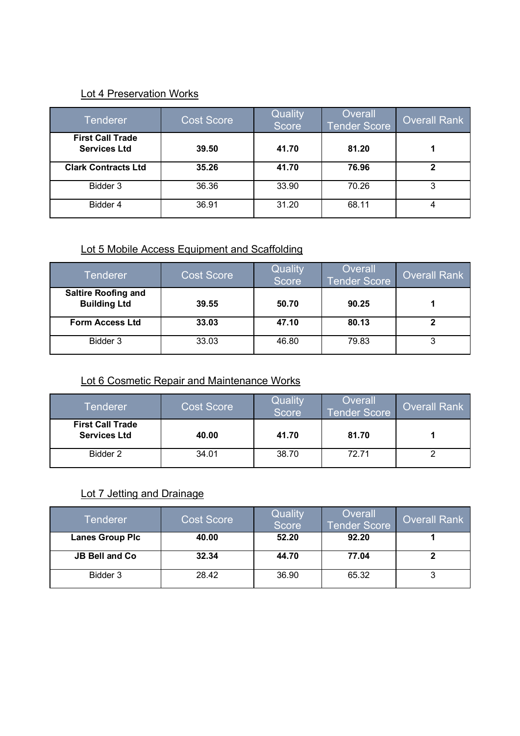Lot 4 Preservation Works

| Tenderer | Cost Score | Quality Score | Overall Tender Score | Overall Rank |
|---|---|---|---|---|
| **First Call Trade Services Ltd** | **39.50** | **41.70** | **81.20** | **1** |
| **Clark Contracts Ltd** | **35.26** | **41.70** | **76.96** | **2** |
| Bidder 3 | 36.36 | 33.90 | 70.26 | 3 |
| Bidder 4 | 36.91 | 31.20 | 68.11 | 4 |

Lot 5 Mobile Access Equipment and Scaffolding

| Tenderer | Cost Score | Quality Score | Overall Tender Score | Overall Rank |
|---|---|---|---|---|
| **Saltire Roofing and Building Ltd** | **39.55** | **50.70** | **90.25** | **1** |
| **Form Access Ltd** | **33.03** | **47.10** | **80.13** | **2** |
| Bidder 3 | 33.03 | 46.80 | 79.83 | 3 |

Lot 6 Cosmetic Repair and Maintenance Works

| Tenderer | Cost Score | Quality Score | Overall Tender Score | Overall Rank |
|---|---|---|---|---|
| **First Call Trade Services Ltd** | **40.00** | **41.70** | **81.70** | **1** |
| Bidder 2 | 34.01 | 38.70 | 72.71 | 2 |

Lot 7 Jetting and Drainage

| Tenderer | Cost Score | Quality Score | Overall Tender Score | Overall Rank |
|---|---|---|---|---|
| **Lanes Group Plc** | **40.00** | **52.20** | **92.20** | **1** |
| **JB Bell and Co** | **32.34** | **44.70** | **77.04** | **2** |
| Bidder 3 | 28.42 | 36.90 | 65.32 | 3 |